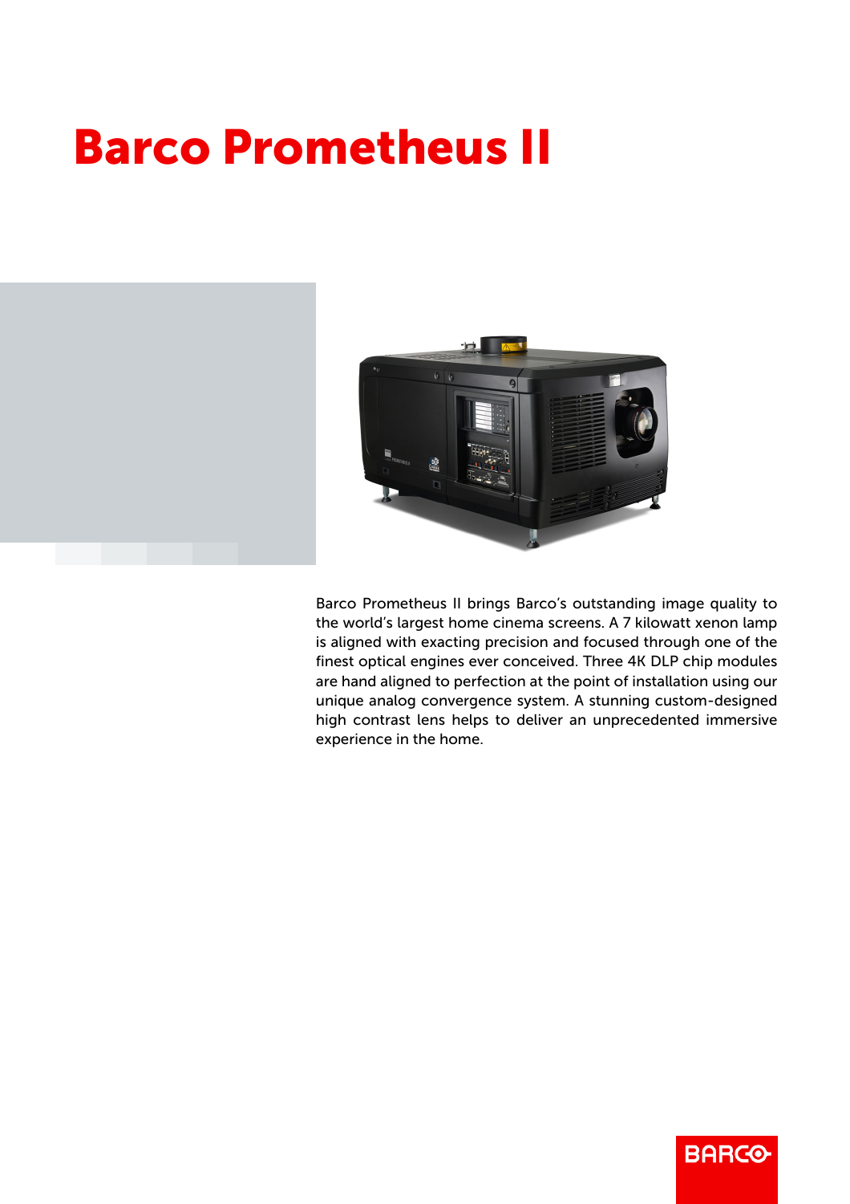# Barco Prometheus II

Barco Prometheus II brings Barco's outstanding image quality to the world's largest home cinema screens. A 7 kilowatt xenon lamp is aligned with exacting precision and focused through one of the finest optical engines ever conceived. Three 4K DLP chip modules are hand aligned to perfection at the point of installation using our unique analog convergence system. A stunning custom-designed high contrast lens helps to deliver an unprecedented immersive experience in the home.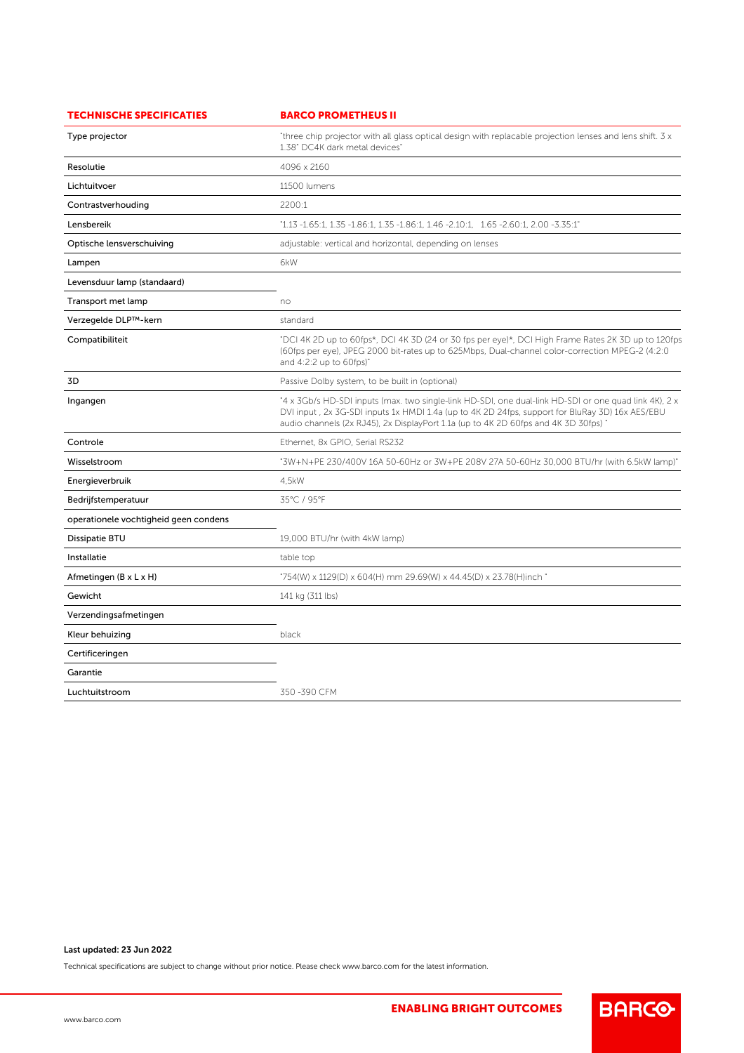| TECHNISCHE SPECIFICATIES | BARCO PROMETHEUS II |
|---|---|
| Type projector | "three chip projector with all glass optical design with replacable projection lenses and lens shift. 3 x 1.38" DC4K dark metal devices" |
| Resolutie | 4096 x 2160 |
| Lichtuitvoer | 11500 lumens |
| Contrastverhouding | 2200:1 |
| Lensbereik | "1.13 -1.65:1, 1.35 -1.86:1, 1.35 -1.86:1, 1.46 -2.10:1,  1.65 -2.60:1, 2.00 -3.35:1" |
| Optische lensverschuiving | adjustable: vertical and horizontal, depending on lenses |
| Lampen | 6kW |
| Levensduur lamp (standaard) | |
| Transport met lamp | no |
| Verzegelde DLP™-kern | standard |
| Compatibiliteit | "DCI 4K 2D up to 60fps*, DCI 4K 3D (24 or 30 fps per eye)*, DCI High Frame Rates 2K 3D up to 120fps (60fps per eye), JPEG 2000 bit-rates up to 625Mbps, Dual-channel color-correction MPEG-2 (4:2:0 and 4:2:2 up to 60fps)" |
| 3D | Passive Dolby system, to be built in (optional) |
| Ingangen | "4 x 3Gb/s HD-SDI inputs (max. two single-link HD-SDI, one dual-link HD-SDI or one quad link 4K), 2 x DVI input , 2x 3G-SDI inputs 1x HMDI 1.4a (up to 4K 2D 24fps, support for BluRay 3D) 16x AES/EBU audio channels (2x RJ45), 2x DisplayPort 1.1a (up to 4K 2D 60fps and 4K 3D 30fps) " |
| Controle | Ethernet, 8x GPIO, Serial RS232 |
| Wisselstroom | "3W+N+PE 230/400V 16A 50-60Hz or 3W+PE 208V 27A 50-60Hz 30,000 BTU/hr (with 6.5kW lamp)" |
| Energieverbruik | 4,5kW |
| Bedrijfstemperatuur | 35°C / 95°F |
| operationele vochtigheid geen condens | |
| Dissipatie BTU | 19,000 BTU/hr (with 4kW lamp) |
| Installatie | table top |
| Afmetingen (B x L x H) | "754(W) x 1129(D) x 604(H) mm 29.69(W) x 44.45(D) x 23.78(H)inch " |
| Gewicht | 141 kg (311 lbs) |
| Verzendingsafmetingen | |
| Kleur behuizing | black |
| Certificeringen | |
| Garantie | |
| Luchtuitstroom | 350 -390 CFM |

**Last updated: 23 Jun 2022**

Technical specifications are subject to change without prior notice. Please check www.barco.com for the latest information.